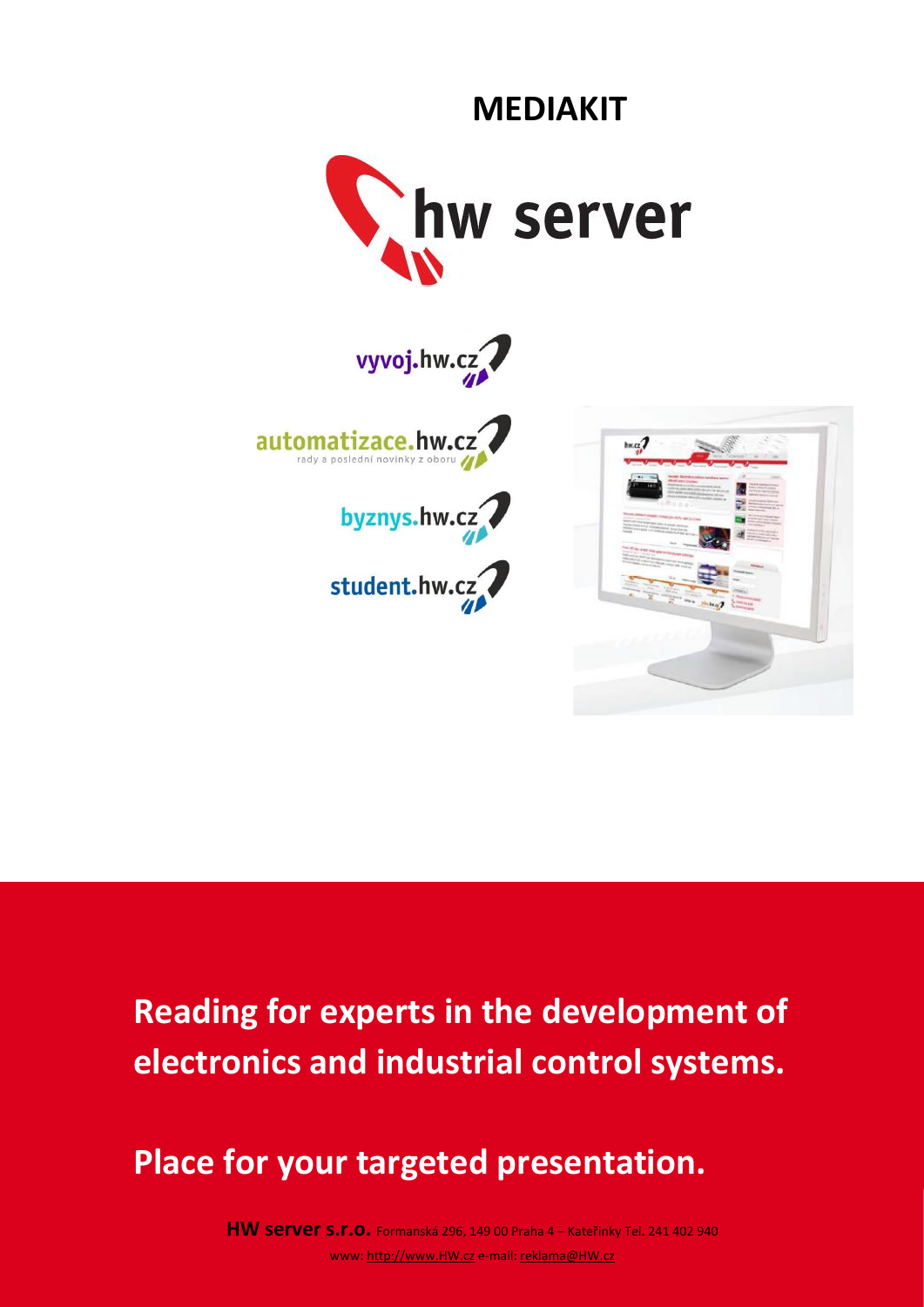# MEDIAKIT

hw server

vyvoj.hw.cz

automatizace.hw.cz
rady a poslední novinky z oboru

byznys.hw.cz

student.hw.cz

**Reading for experts in the development of electronics and industrial control systems.**

**Place for your targeted presentation.**

**HW server s.r.o.** Formanská 296, 149 00 Praha 4 – Kateřinky Tel. 241 402 940
www: http://www.HW.cz e-mail: reklama@HW.cz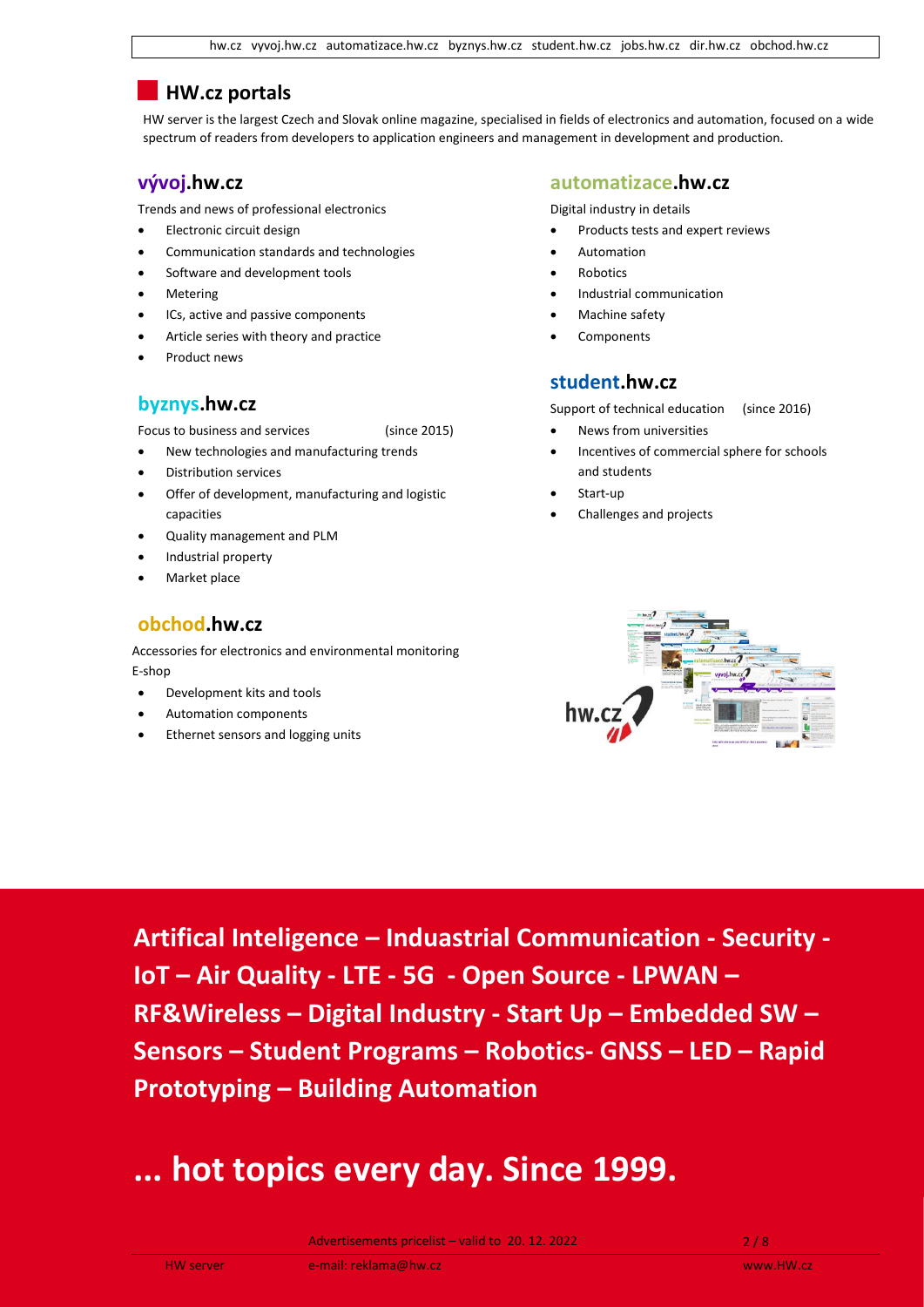## HW.cz portals

HW server is the largest Czech and Slovak online magazine, specialised in fields of electronics and automation, focused on a wide spectrum of readers from developers to application engineers and management in development and production.

### vývoj.hw.cz

Trends and news of professional electronics

- Electronic circuit design
- Communication standards and technologies
- Software and development tools
- Metering
- ICs, active and passive components
- Article series with theory and practice
- Product news

### byznys.hw.cz

Focus to business and services (since 2015)

- New technologies and manufacturing trends
- Distribution services
- Offer of development, manufacturing and logistic capacities
- Quality management and PLM
- Industrial property
- Market place

### obchod.hw.cz

Accessories for electronics and environmental monitoring
E-shop

- Development kits and tools
- Automation components
- Ethernet sensors and logging units

### automatizace.hw.cz

Digital industry in details

- Products tests and expert reviews
- Automation
- Robotics
- Industrial communication
- Machine safety
- Components

### student.hw.cz

Support of technical education (since 2016)

- News from universities
- Incentives of commercial sphere for schools and students
- Start-up
- Challenges and projects

**Artifical Inteligence – Induastrial Communication - Security - IoT – Air Quality - LTE - 5G - Open Source - LPWAN – RF&Wireless – Digital Industry - Start Up – Embedded SW – Sensors – Student Programs – Robotics- GNSS – LED – Rapid Prototyping – Building Automation**

# ... hot topics every day. Since 1999.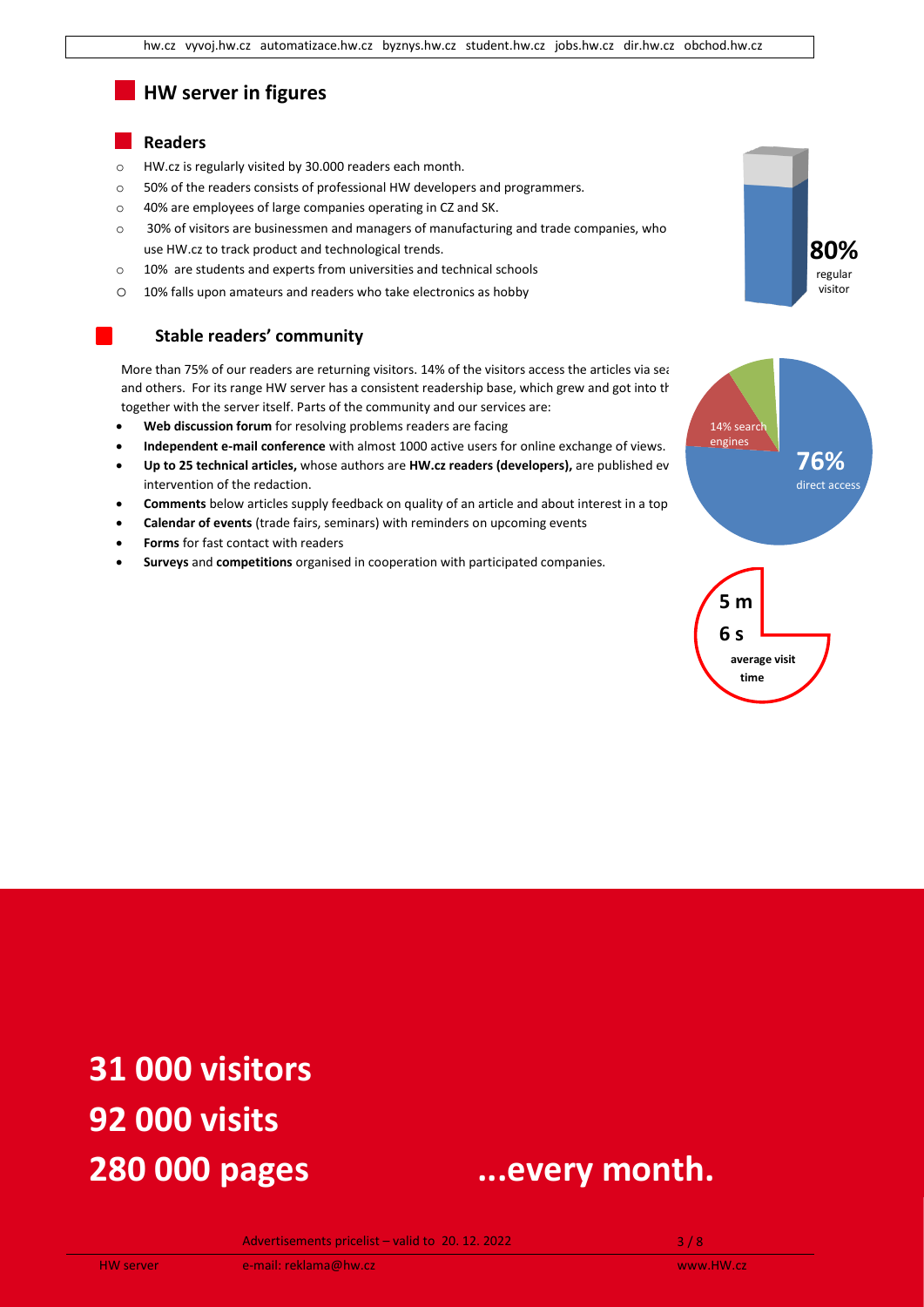## HW server in figures

### Readers

- HW.cz is regularly visited by 30.000 readers each month.
- 50% of the readers consists of professional HW developers and programmers.
- 40% are employees of large companies operating in CZ and SK.
- 30% of visitors are businessmen and managers of manufacturing and trade companies, who use HW.cz to track product and technological trends.
- 10% are students and experts from universities and technical schools
- 10% falls upon amateurs and readers who take electronics as hobby

**80%** regular visitor

### Stable readers' community

More than 75% of our readers are returning visitors. 14% of the visitors access the articles via sea and others. For its range HW server has a consistent readership base, which grew and got into th together with the server itself. Parts of the community and our services are:

- **Web discussion forum** for resolving problems readers are facing
- **Independent e-mail conference** with almost 1000 active users for online exchange of views.
- **Up to 25 technical articles,** whose authors are **HW.cz readers (developers),** are published ev intervention of the redaction.
- **Comments** below articles supply feedback on quality of an article and about interest in a top
- **Calendar of events** (trade fairs, seminars) with reminders on upcoming events
- **Forms** for fast contact with readers
- **Surveys** and **competitions** organised in cooperation with participated companies.

14% search engines

**76%** direct access

**5 m 6 s** average visit time

# 31 000 visitors
# 92 000 visits
# 280 000 pages ...every month.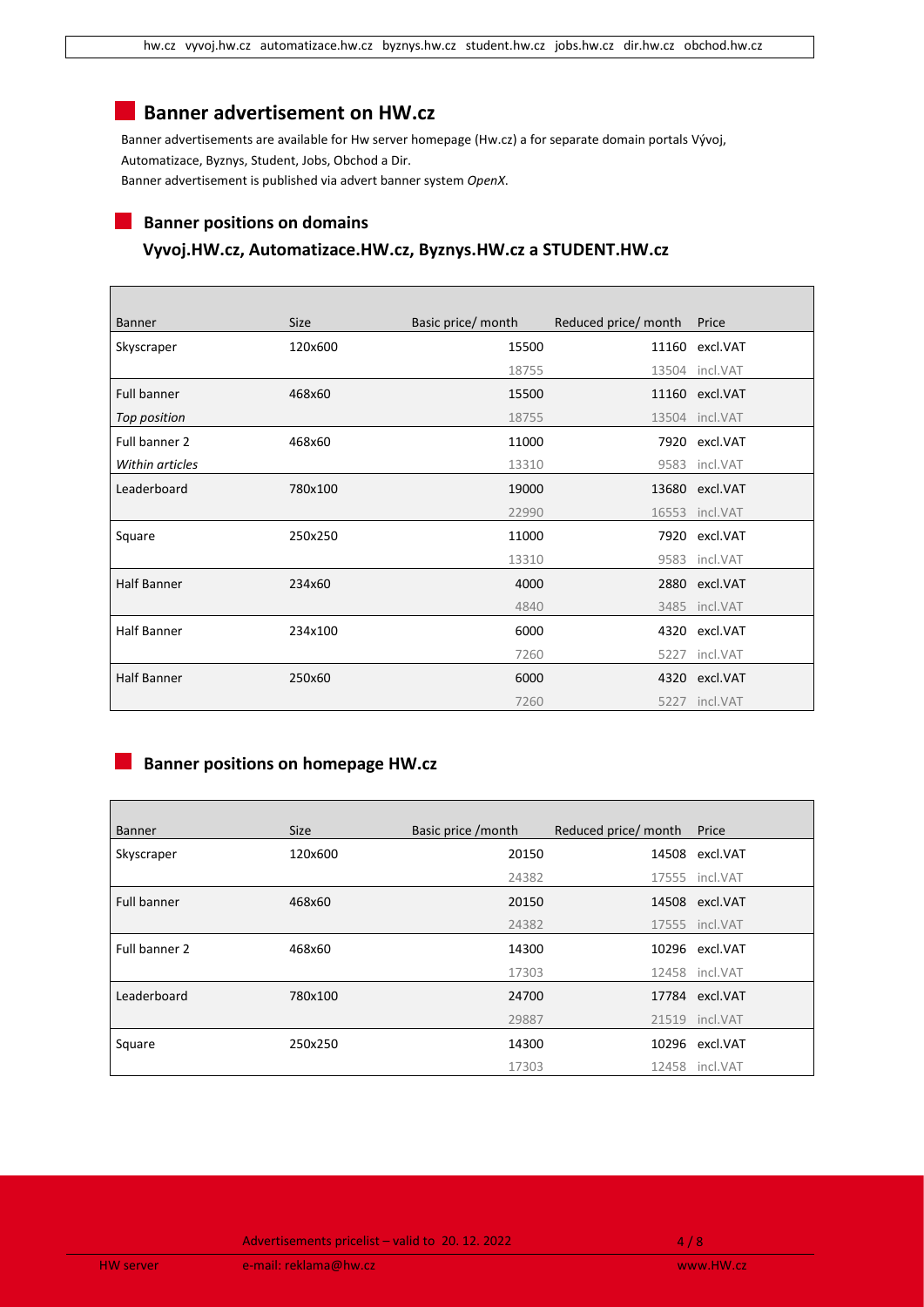## Banner advertisement on HW.cz

Banner advertisements are available for Hw server homepage (Hw.cz) a for separate domain portals Vývoj, Automatizace, Byznys, Student, Jobs, Obchod a Dir.

Banner advertisement is published via advert banner system *OpenX*.

### Banner positions on domains Vyvoj.HW.cz, Automatizace.HW.cz, Byznys.HW.cz a STUDENT.HW.cz

| Banner | Size | Basic price/ month | Reduced price/ month | Price |
|---|---|---|---|---|
| Skyscraper | 120x600 | 15500 | 11160 | excl.VAT |
| | | 18755 | 13504 | incl.VAT |
| Full banner | 468x60 | 15500 | 11160 | excl.VAT |
| *Top position* | | 18755 | 13504 | incl.VAT |
| Full banner 2 | 468x60 | 11000 | 7920 | excl.VAT |
| *Within articles* | | 13310 | 9583 | incl.VAT |
| Leaderboard | 780x100 | 19000 | 13680 | excl.VAT |
| | | 22990 | 16553 | incl.VAT |
| Square | 250x250 | 11000 | 7920 | excl.VAT |
| | | 13310 | 9583 | incl.VAT |
| Half Banner | 234x60 | 4000 | 2880 | excl.VAT |
| | | 4840 | 3485 | incl.VAT |
| Half Banner | 234x100 | 6000 | 4320 | excl.VAT |
| | | 7260 | 5227 | incl.VAT |
| Half Banner | 250x60 | 6000 | 4320 | excl.VAT |
| | | 7260 | 5227 | incl.VAT |

### Banner positions on homepage HW.cz

| Banner | Size | Basic price /month | Reduced price/ month | Price |
|---|---|---|---|---|
| Skyscraper | 120x600 | 20150 | 14508 | excl.VAT |
| | | 24382 | 17555 | incl.VAT |
| Full banner | 468x60 | 20150 | 14508 | excl.VAT |
| | | 24382 | 17555 | incl.VAT |
| Full banner 2 | 468x60 | 14300 | 10296 | excl.VAT |
| | | 17303 | 12458 | incl.VAT |
| Leaderboard | 780x100 | 24700 | 17784 | excl.VAT |
| | | 29887 | 21519 | incl.VAT |
| Square | 250x250 | 14300 | 10296 | excl.VAT |
| | | 17303 | 12458 | incl.VAT |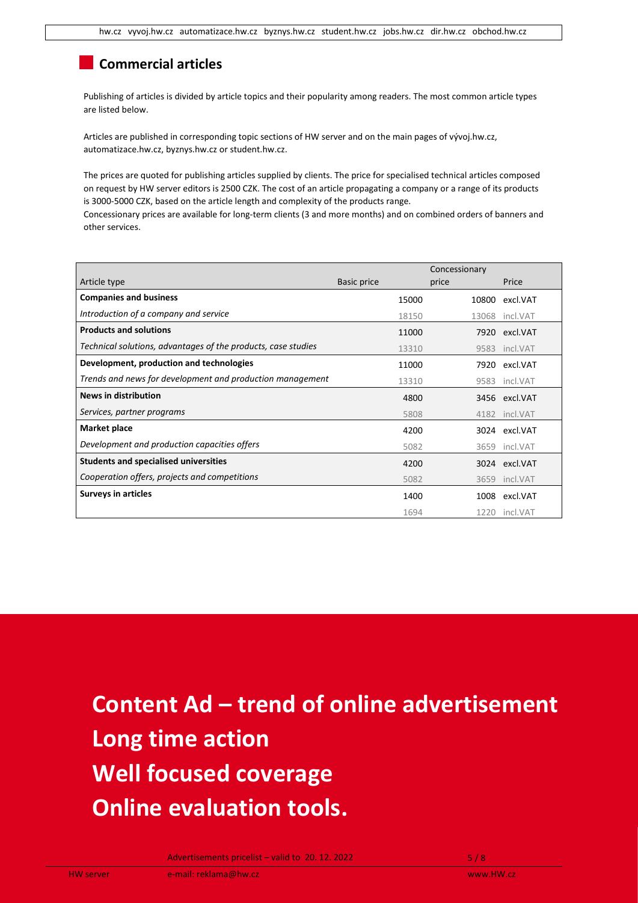## Commercial articles

Publishing of articles is divided by article topics and their popularity among readers. The most common article types are listed below.

Articles are published in corresponding topic sections of HW server and on the main pages of vývoj.hw.cz, automatizace.hw.cz, byznys.hw.cz or student.hw.cz.

The prices are quoted for publishing articles supplied by clients. The price for specialised technical articles composed on request by HW server editors is 2500 CZK. The cost of an article propagating a company or a range of its products is 3000-5000 CZK, based on the article length and complexity of the products range.
Concessionary prices are available for long-term clients (3 and more months) and on combined orders of banners and other services.

| Article type | Basic price | Concessionary price | Price |
|---|---|---|---|
| **Companies and business** | 15000 | 10800 | excl.VAT |
| *Introduction of a company and service* | 18150 | 13068 | incl.VAT |
| **Products and solutions** | 11000 | 7920 | excl.VAT |
| *Technical solutions, advantages of the products, case studies* | 13310 | 9583 | incl.VAT |
| **Development, production and technologies** | 11000 | 7920 | excl.VAT |
| *Trends and news for development and production management* | 13310 | 9583 | incl.VAT |
| **News in distribution** | 4800 | 3456 | excl.VAT |
| *Services, partner programs* | 5808 | 4182 | incl.VAT |
| **Market place** | 4200 | 3024 | excl.VAT |
| *Development and production capacities offers* | 5082 | 3659 | incl.VAT |
| **Students and specialised universities** | 4200 | 3024 | excl.VAT |
| *Cooperation offers, projects and competitions* | 5082 | 3659 | incl.VAT |
| **Surveys in articles** | 1400 | 1008 | excl.VAT |
| | 1694 | 1220 | incl.VAT |

**Content Ad – trend of online advertisement**
**Long time action**
**Well focused coverage**
**Online evaluation tools.**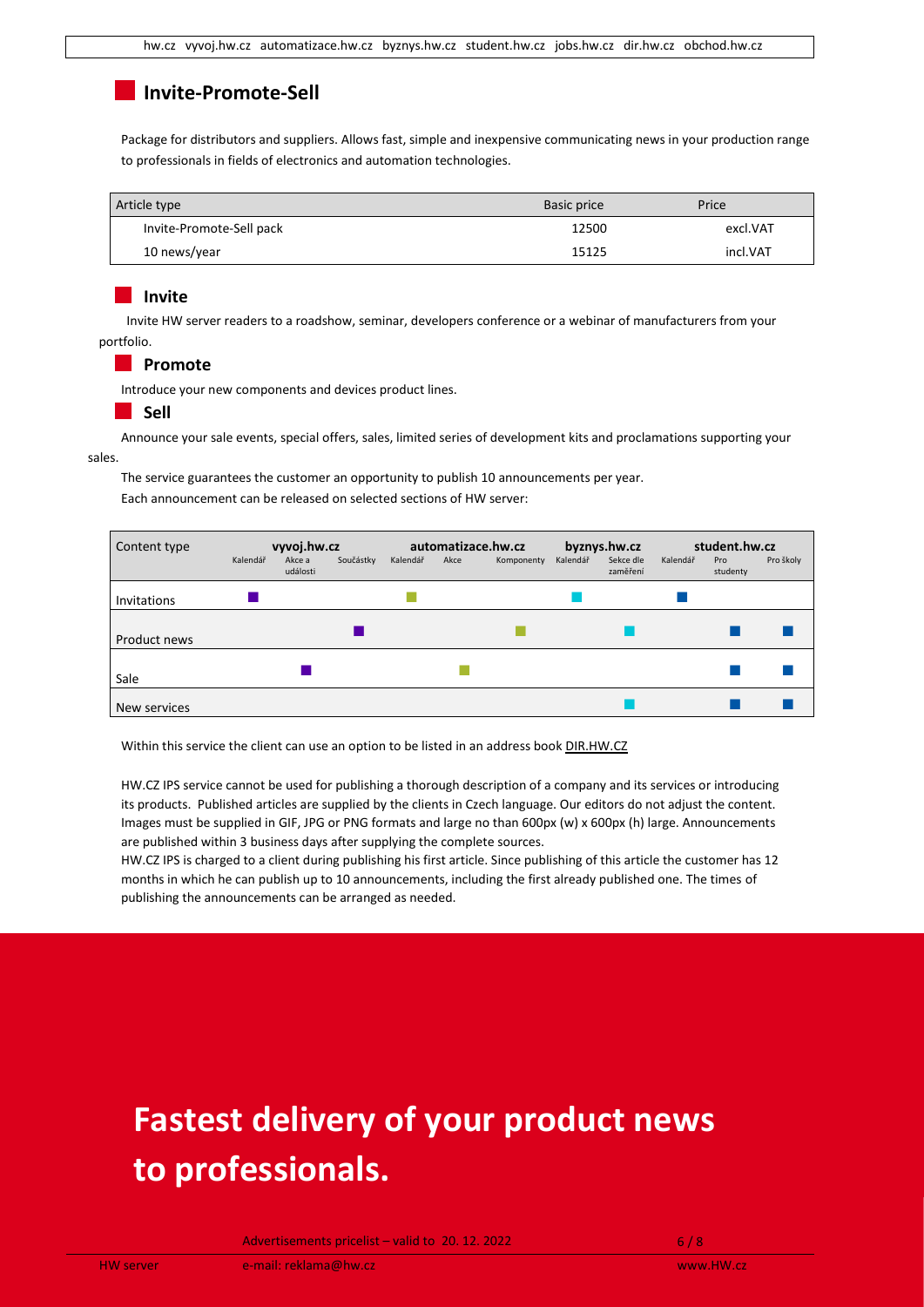## Invite-Promote-Sell

Package for distributors and suppliers. Allows fast, simple and inexpensive communicating news in your production range to professionals in fields of electronics and automation technologies.

| Article type | Basic price | Price |
|---|---|---|
| Invite-Promote-Sell pack | 12500 | excl.VAT |
| 10 news/year | 15125 | incl.VAT |

### Invite

Invite HW server readers to a roadshow, seminar, developers conference or a webinar of manufacturers from your portfolio.

### Promote

Introduce your new components and devices product lines.

### Sell

Announce your sale events, special offers, sales, limited series of development kits and proclamations supporting your sales.

The service guarantees the customer an opportunity to publish 10 announcements per year.

Each announcement can be released on selected sections of HW server:

| Content type | vyvoj.hw.cz | | | automatizace.hw.cz | | | byznys.hw.cz | | student.hw.cz | | |
|---|---|---|---|---|---|---|---|---|---|---|---|
| | Kalendář | Akce a události | Součástky | Kalendář | Akce | Komponenty | Kalendář | Sekce dle zaměření | Kalendář | Pro studenty | Pro školy |
| Invitations | ■ | | | ■ | | | ■ | | ■ | | |
| Product news | | | ■ | | | ■ | | ■ | | ■ | ■ |
| Sale | | ■ | | | ■ | | | | | ■ | ■ |
| New services | | | | | | | | ■ | | ■ | ■ |

Within this service the client can use an option to be listed in an address book DIR.HW.CZ

HW.CZ IPS service cannot be used for publishing a thorough description of a company and its services or introducing its products. Published articles are supplied by the clients in Czech language. Our editors do not adjust the content. Images must be supplied in GIF, JPG or PNG formats and large no than 600px (w) x 600px (h) large. Announcements are published within 3 business days after supplying the complete sources.

HW.CZ IPS is charged to a client during publishing his first article. Since publishing of this article the customer has 12 months in which he can publish up to 10 announcements, including the first already published one. The times of publishing the announcements can be arranged as needed.

# Fastest delivery of your product news to professionals.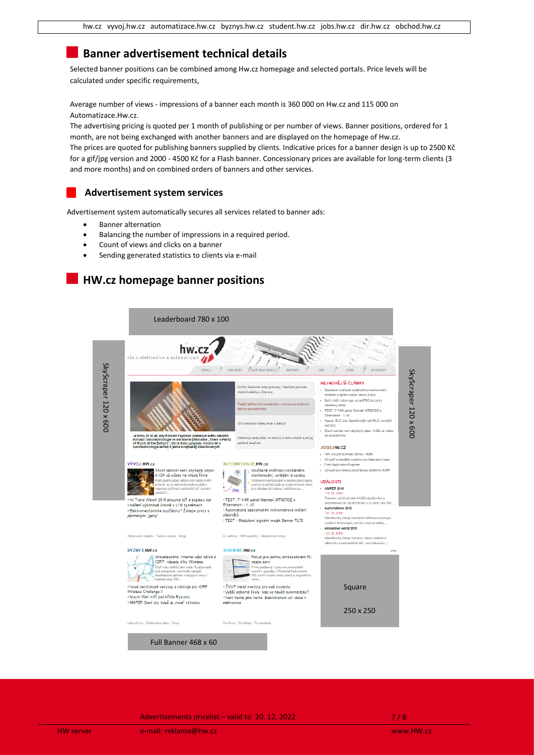## Banner advertisement technical details

Selected banner positions can be combined among Hw.cz homepage and selected portals. Price levels will be calculated under specific requirements,

Average number of views - impressions of a banner each month is 360 000 on Hw.cz and 115 000 on Automatizace.Hw.cz.

The advertising pricing is quoted per 1 month of publishing or per number of views. Banner positions, ordered for 1 month, are not being exchanged with another banners and are displayed on the homepage of Hw.cz.

The prices are quoted for publishing banners supplied by clients. Indicative prices for a banner design is up to 2500 Kč for a gif/jpg version and 2000 - 4500 Kč for a Flash banner. Concessionary prices are available for long-term clients (3 and more months) and on combined orders of banners and other services.

### Advertisement system services

Advertisement system automatically secures all services related to banner ads:

- Banner alternation
- Balancing the number of impressions in a required period.
- Count of views and clicks on a banner
- Sending generated statistics to clients via e-mail

## HW.cz homepage banner positions

Leaderboard 780 x 100

SkyScraper 120 x 600

SkyScraper 120 x 600

Square 250 x 250

Full Banner 468 x 60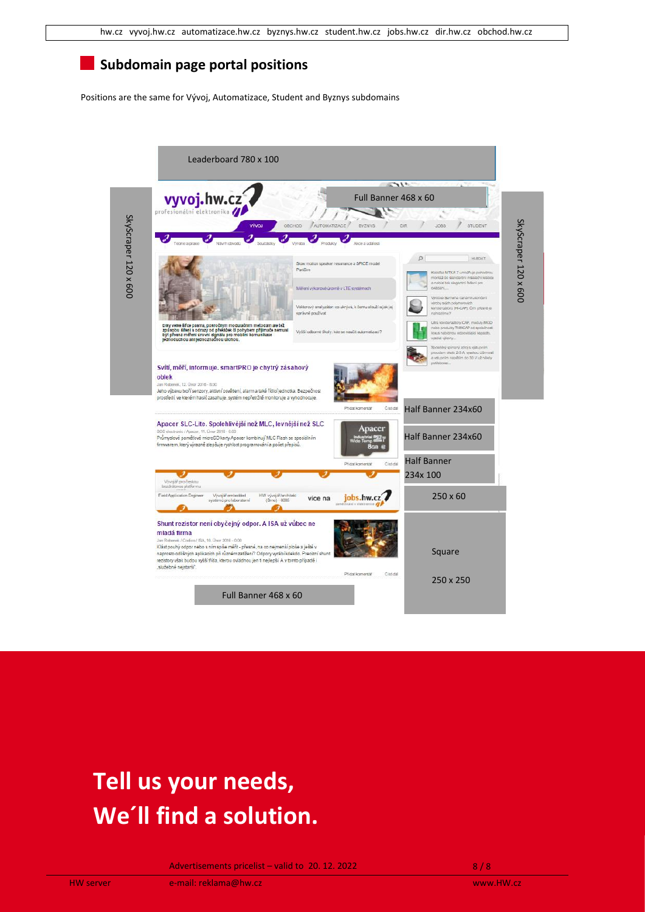hw.cz vyvoj.hw.cz automatizace.hw.cz byznys.hw.cz student.hw.cz jobs.hw.cz dir.hw.cz obchod.hw.cz

## Subdomain page portal positions

Positions are the same for Vývoj, Automatizace, Student and Byznys subdomains

Leaderboard 780 x 100

Full Banner 468 x 60

SkyScraper 120 x 600

SkyScraper 120 x 600

Half Banner 234x60

Half Banner 234x60

Half Banner 234x 100

250 x 60

Square

250 x 250

Full Banner 468 x 60

# Tell us your needs, We´ll find a solution.

Advertisements pricelist – valid to 20. 12. 2022

HW server e-mail: reklama@hw.cz www.HW.cz